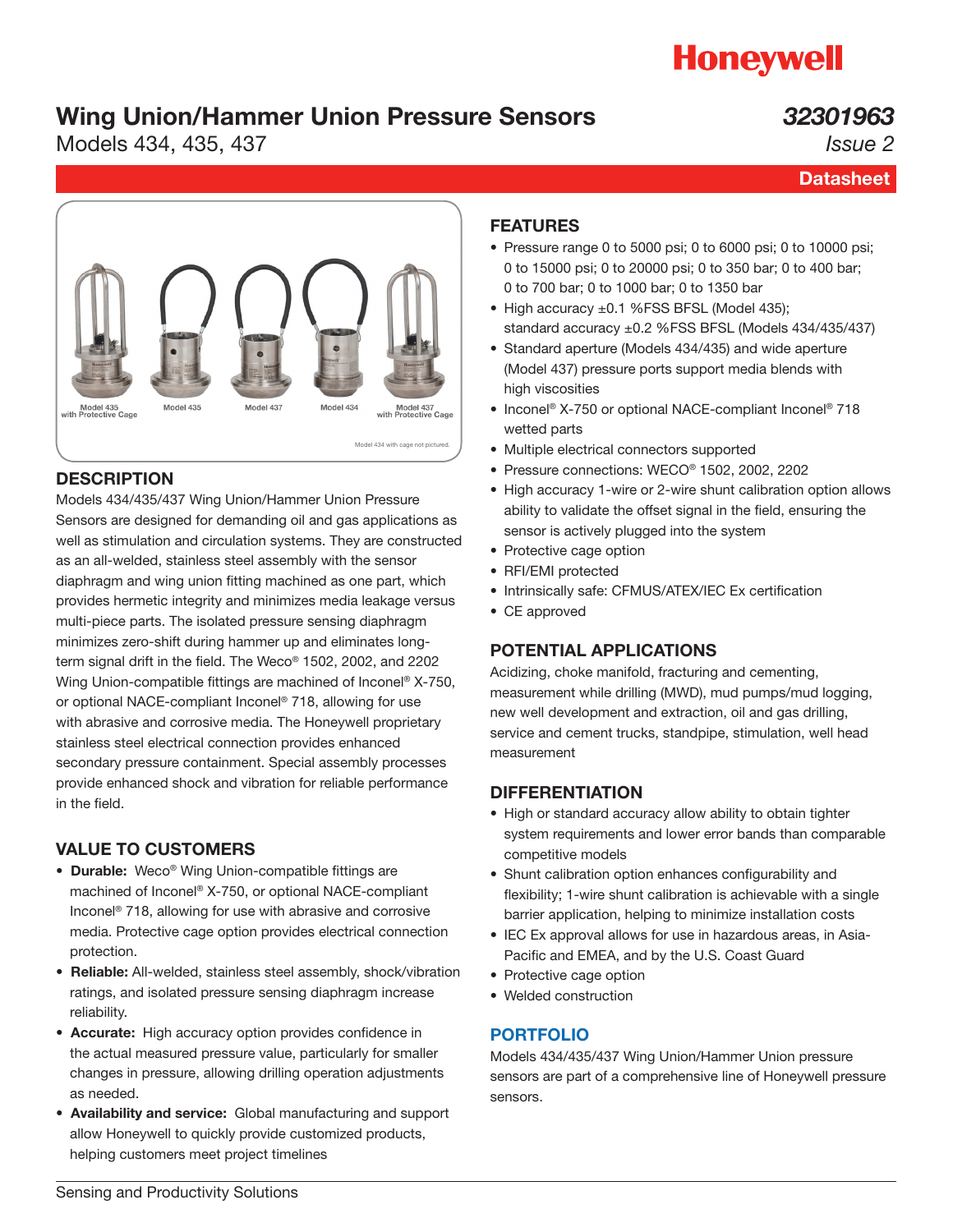Honeywell

# Wing Union/Hammer Union Pressure Sensors

Models 434, 435, 437

*32301963*

*Issue 2*

**Datasheet**

Model 435 with Protective Cage

Model 435

Model 437

Model 434

Model 437 with Protective Cage

Model 434 with cage not pictured.

## DESCRIPTION

Models 434/435/437 Wing Union/Hammer Union Pressure Sensors are designed for demanding oil and gas applications as well as stimulation and circulation systems. They are constructed as an all-welded, stainless steel assembly with the sensor diaphragm and wing union fitting machined as one part, which provides hermetic integrity and minimizes media leakage versus multi-piece parts. The isolated pressure sensing diaphragm minimizes zero-shift during hammer up and eliminates long-term signal drift in the field. The Weco® 1502, 2002, and 2202 Wing Union-compatible fittings are machined of Inconel® X-750, or optional NACE-compliant Inconel® 718, allowing for use with abrasive and corrosive media. The Honeywell proprietary stainless steel electrical connection provides enhanced secondary pressure containment. Special assembly processes provide enhanced shock and vibration for reliable performance in the field.

## VALUE TO CUSTOMERS

- **Durable:** Weco® Wing Union-compatible fittings are machined of Inconel® X-750, or optional NACE-compliant Inconel® 718, allowing for use with abrasive and corrosive media. Protective cage option provides electrical connection protection.
- **Reliable:** All-welded, stainless steel assembly, shock/vibration ratings, and isolated pressure sensing diaphragm increase reliability.
- **Accurate:** High accuracy option provides confidence in the actual measured pressure value, particularly for smaller changes in pressure, allowing drilling operation adjustments as needed.
- **Availability and service:** Global manufacturing and support allow Honeywell to quickly provide customized products, helping customers meet project timelines

## FEATURES

- Pressure range 0 to 5000 psi; 0 to 6000 psi; 0 to 10000 psi; 0 to 15000 psi; 0 to 20000 psi; 0 to 350 bar; 0 to 400 bar; 0 to 700 bar; 0 to 1000 bar; 0 to 1350 bar
- High accuracy ±0.1 %FSS BFSL (Model 435); standard accuracy ±0.2 %FSS BFSL (Models 434/435/437)
- Standard aperture (Models 434/435) and wide aperture (Model 437) pressure ports support media blends with high viscosities
- Inconel® X-750 or optional NACE-compliant Inconel® 718 wetted parts
- Multiple electrical connectors supported
- Pressure connections: WECO® 1502, 2002, 2202
- High accuracy 1-wire or 2-wire shunt calibration option allows ability to validate the offset signal in the field, ensuring the sensor is actively plugged into the system
- Protective cage option
- RFI/EMI protected
- Intrinsically safe: CFMUS/ATEX/IEC Ex certification
- CE approved

## POTENTIAL APPLICATIONS

Acidizing, choke manifold, fracturing and cementing, measurement while drilling (MWD), mud pumps/mud logging, new well development and extraction, oil and gas drilling, service and cement trucks, standpipe, stimulation, well head measurement

## DIFFERENTIATION

- High or standard accuracy allow ability to obtain tighter system requirements and lower error bands than comparable competitive models
- Shunt calibration option enhances configurability and flexibility; 1-wire shunt calibration is achievable with a single barrier application, helping to minimize installation costs
- IEC Ex approval allows for use in hazardous areas, in Asia-Pacific and EMEA, and by the U.S. Coast Guard
- Protective cage option
- Welded construction

## PORTFOLIO

Models 434/435/437 Wing Union/Hammer Union pressure sensors are part of a comprehensive line of Honeywell pressure sensors.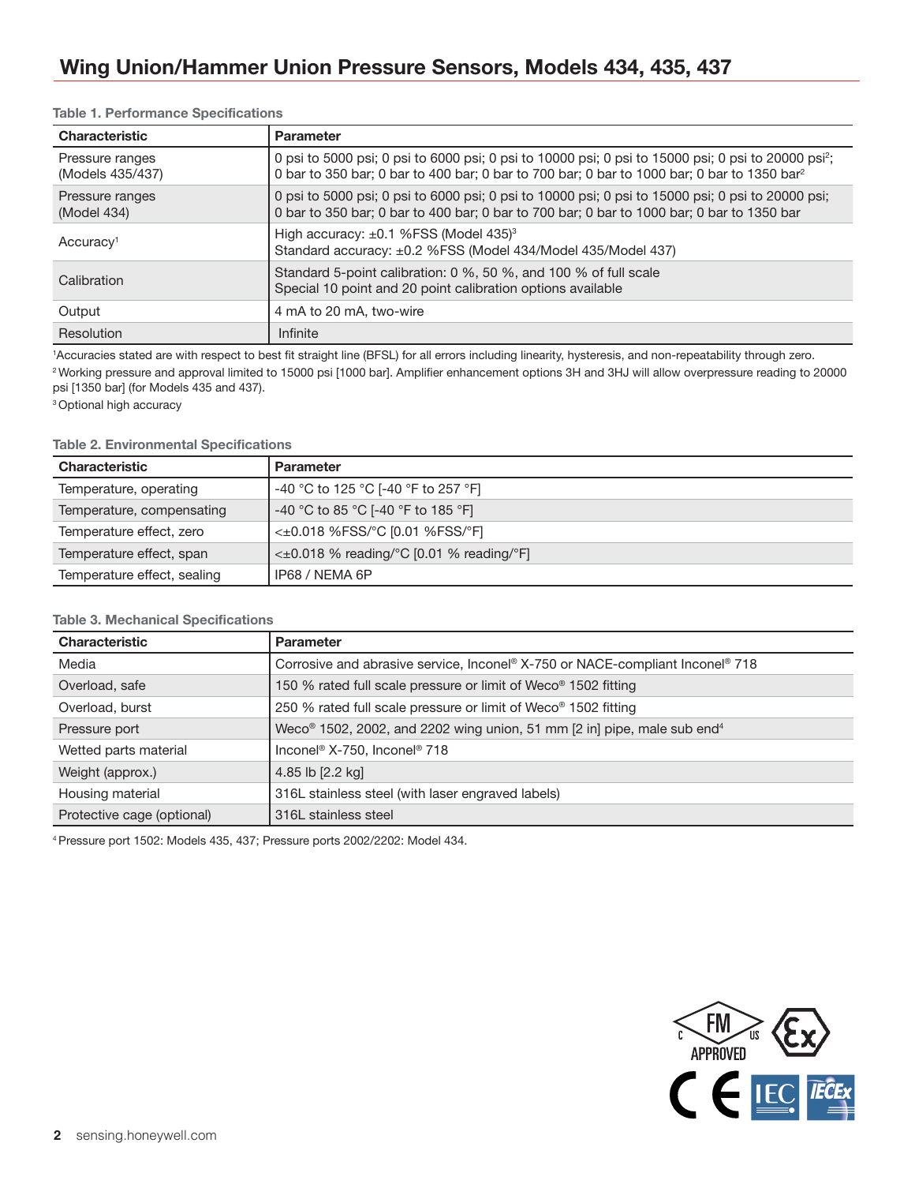# Wing Union/Hammer Union Pressure Sensors, Models 434, 435, 437

**Table 1. Performance Specifications**

| Characteristic | Parameter |
|---|---|
| Pressure ranges (Models 435/437) | 0 psi to 5000 psi; 0 psi to 6000 psi; 0 psi to 10000 psi; 0 psi to 15000 psi; 0 psi to 20000 psi[2]; 0 bar to 350 bar; 0 bar to 400 bar; 0 bar to 700 bar; 0 bar to 1000 bar; 0 bar to 1350 bar[2] |
| Pressure ranges (Model 434) | 0 psi to 5000 psi; 0 psi to 6000 psi; 0 psi to 10000 psi; 0 psi to 15000 psi; 0 psi to 20000 psi; 0 bar to 350 bar; 0 bar to 400 bar; 0 bar to 700 bar; 0 bar to 1000 bar; 0 bar to 1350 bar |
| Accuracy[1] | High accuracy: ±0.1 %FSS (Model 435)[3]<br>Standard accuracy: ±0.2 %FSS (Model 434/Model 435/Model 437) |
| Calibration | Standard 5-point calibration: 0 %, 50 %, and 100 % of full scale<br>Special 10 point and 20 point calibration options available |
| Output | 4 mA to 20 mA, two-wire |
| Resolution | Infinite |

[1] Accuracies stated are with respect to best fit straight line (BFSL) for all errors including linearity, hysteresis, and non-repeatability through zero.

[2] Working pressure and approval limited to 15000 psi [1000 bar]. Amplifier enhancement options 3H and 3HJ will allow overpressure reading to 20000 psi [1350 bar] (for Models 435 and 437).

[3] Optional high accuracy

**Table 2. Environmental Specifications**

| Characteristic | Parameter |
|---|---|
| Temperature, operating | -40 °C to 125 °C [-40 °F to 257 °F] |
| Temperature, compensating | -40 °C to 85 °C [-40 °F to 185 °F] |
| Temperature effect, zero | <±0.018 %FSS/°C [0.01 %FSS/°F] |
| Temperature effect, span | <±0.018 % reading/°C [0.01 % reading/°F] |
| Temperature effect, sealing | IP68 / NEMA 6P |

**Table 3. Mechanical Specifications**

| Characteristic | Parameter |
|---|---|
| Media | Corrosive and abrasive service, Inconel® X-750 or NACE-compliant Inconel® 718 |
| Overload, safe | 150 % rated full scale pressure or limit of Weco® 1502 fitting |
| Overload, burst | 250 % rated full scale pressure or limit of Weco® 1502 fitting |
| Pressure port | Weco® 1502, 2002, and 2202 wing union, 51 mm [2 in] pipe, male sub end[4] |
| Wetted parts material | Inconel® X-750, Inconel® 718 |
| Weight (approx.) | 4.85 lb [2.2 kg] |
| Housing material | 316L stainless steel (with laser engraved labels) |
| Protective cage (optional) | 316L stainless steel |

[4] Pressure port 1502: Models 435, 437; Pressure ports 2002/2202: Model 434.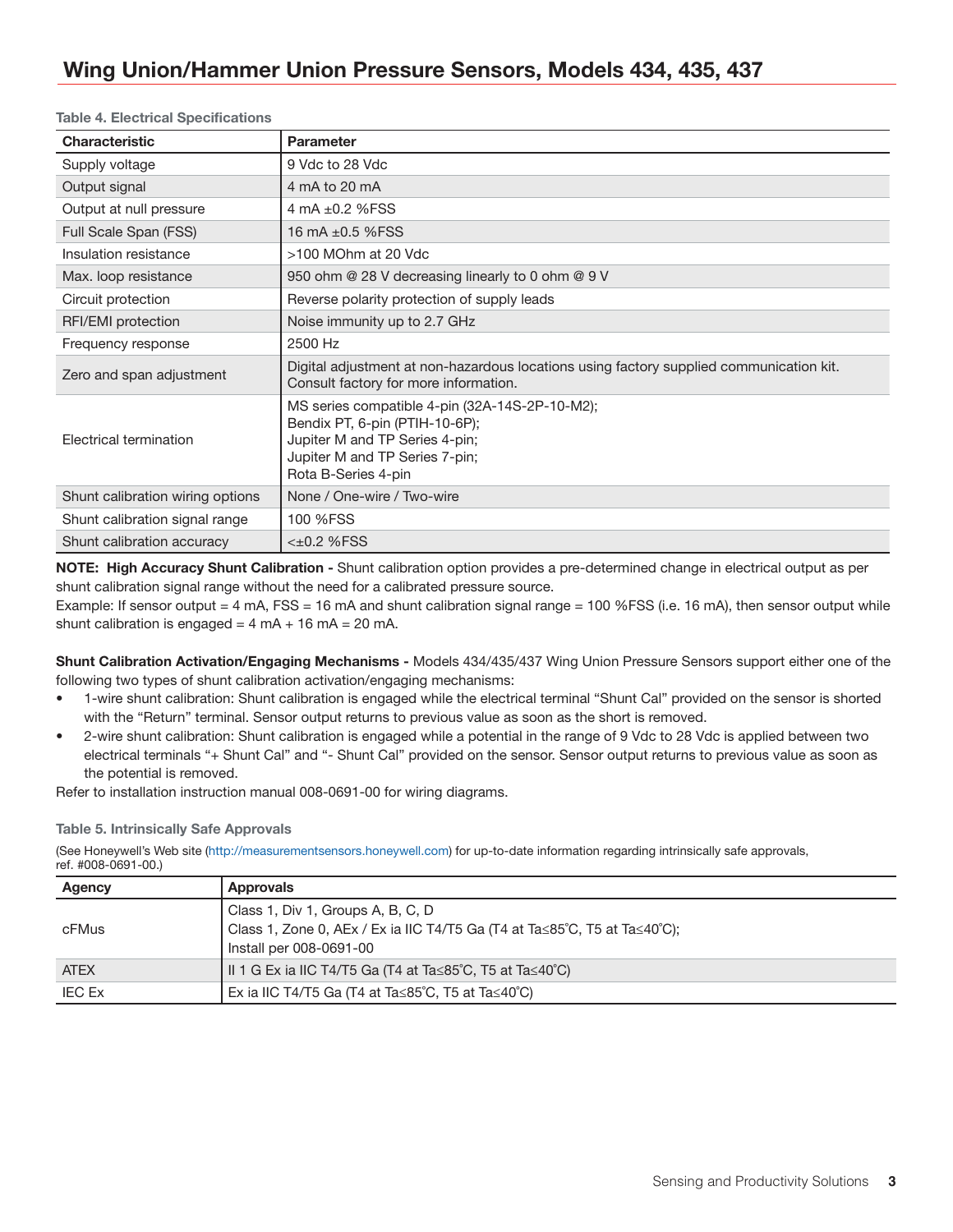## Wing Union/Hammer Union Pressure Sensors, Models 434, 435, 437

**Table 4. Electrical Specifications**

| Characteristic | Parameter |
|---|---|
| Supply voltage | 9 Vdc to 28 Vdc |
| Output signal | 4 mA to 20 mA |
| Output at null pressure | 4 mA ±0.2 %FSS |
| Full Scale Span (FSS) | 16 mA ±0.5 %FSS |
| Insulation resistance | >100 MOhm at 20 Vdc |
| Max. loop resistance | 950 ohm @ 28 V decreasing linearly to 0 ohm @ 9 V |
| Circuit protection | Reverse polarity protection of supply leads |
| RFI/EMI protection | Noise immunity up to 2.7 GHz |
| Frequency response | 2500 Hz |
| Zero and span adjustment | Digital adjustment at non-hazardous locations using factory supplied communication kit. Consult factory for more information. |
| Electrical termination | MS series compatible 4-pin (32A-14S-2P-10-M2);<br>Bendix PT, 6-pin (PTIH-10-6P);<br>Jupiter M and TP Series 4-pin;<br>Jupiter M and TP Series 7-pin;<br>Rota B-Series 4-pin |
| Shunt calibration wiring options | None / One-wire / Two-wire |
| Shunt calibration signal range | 100 %FSS |
| Shunt calibration accuracy | <±0.2 %FSS |

**NOTE: High Accuracy Shunt Calibration -** Shunt calibration option provides a pre-determined change in electrical output as per shunt calibration signal range without the need for a calibrated pressure source.
Example: If sensor output = 4 mA, FSS = 16 mA and shunt calibration signal range = 100 %FSS (i.e. 16 mA), then sensor output while shunt calibration is engaged = 4 mA + 16 mA = 20 mA.

**Shunt Calibration Activation/Engaging Mechanisms -** Models 434/435/437 Wing Union Pressure Sensors support either one of the following two types of shunt calibration activation/engaging mechanisms:

- 1-wire shunt calibration: Shunt calibration is engaged while the electrical terminal "Shunt Cal" provided on the sensor is shorted with the "Return" terminal. Sensor output returns to previous value as soon as the short is removed.
- 2-wire shunt calibration: Shunt calibration is engaged while a potential in the range of 9 Vdc to 28 Vdc is applied between two electrical terminals "+ Shunt Cal" and "- Shunt Cal" provided on the sensor. Sensor output returns to previous value as soon as the potential is removed.

Refer to installation instruction manual 008-0691-00 for wiring diagrams.

**Table 5. Intrinsically Safe Approvals**

(See Honeywell's Web site (http://measurementsensors.honeywell.com) for up-to-date information regarding intrinsically safe approvals, ref. #008-0691-00.)

| Agency | Approvals |
|---|---|
| cFMus | Class 1, Div 1, Groups A, B, C, D<br>Class 1, Zone 0, AEx / Ex ia IIC T4/T5 Ga (T4 at Ta≤85°C, T5 at Ta≤40°C);<br>Install per 008-0691-00 |
| ATEX | II 1 G Ex ia IIC T4/T5 Ga (T4 at Ta≤85°C, T5 at Ta≤40°C) |
| IEC Ex | Ex ia IIC T4/T5 Ga (T4 at Ta≤85°C, T5 at Ta≤40°C) |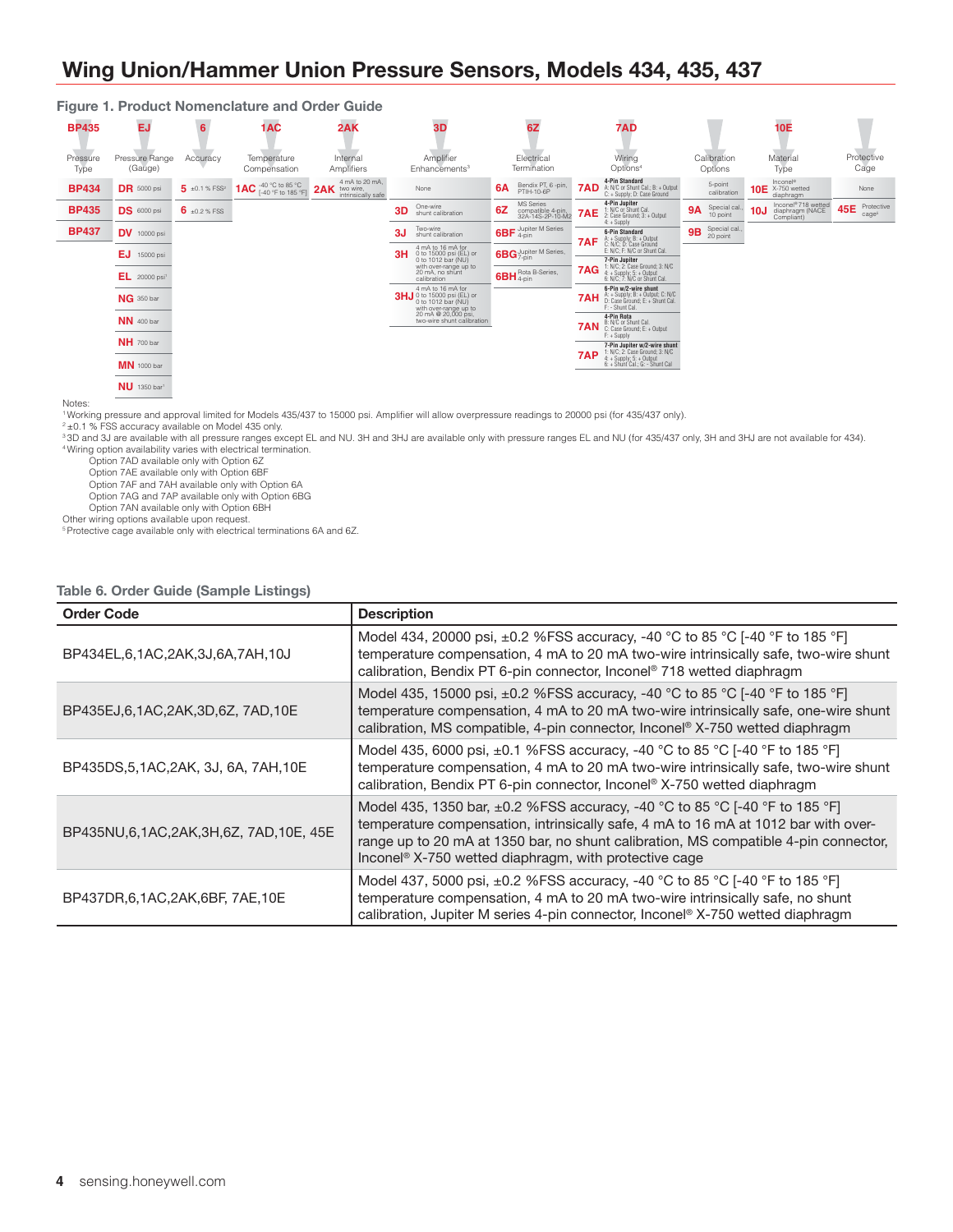# Wing Union/Hammer Union Pressure Sensors, Models 434, 435, 437

**Figure 1. Product Nomenclature and Order Guide**

| BP435 | EJ | 6 | 1AC | 2AK | 3D | 6Z | 7AD | | 10E | |
|---|---|---|---|---|---|---|---|---|---|---|
| Pressure Type | Pressure Range (Gauge) | Accuracy | Temperature Compensation | Internal Amplifiers | Amplifier Enhancements[3] | Electrical Termination | Wiring Options[4] | Calibration Options | Material Type | Protective Cage |
| **BP434** | **DR** 5000 psi | **5** ±0.1 % FSS[2] | **1AC** -40 °C to 85 °C [-40 °F to 185 °F] | **2AK** 4 mA to 20 mA, two wire, intrinsically safe | None | **6A** Bendix PT, 6 -pin, PTIH-10-6P | **7AD** 4-Pin Standard A: N/C or Shunt Cal.; B: + Output C: + Supply; D: Case Ground | 5-point calibration | **10E** Inconel® X-750 wetted diaphragm | None |
| **BP435** | **DS** 6000 psi | **6** ±0.2 % FSS | | | **3D** One-wire shunt calibration | **6Z** MS Series compatible 4-pin, 32A-14S-2P-10-M2 | **7AE** 4-Pin Jupiter 1: N/C or Shunt Cal. 2: Case Ground; 3: + Output 4: + Supply | **9A** Special cal., 10 point | **10J** Inconel® 718 wetted diaphragm (NACE Compliant) | **45E** Protective cage[5] |
| **BP437** | **DV** 10000 psi | | | | **3J** Two-wire shunt calibration | **6BF** Jupiter M Series 4-pin | **7AF** 6-Pin Standard A: + Supply; B: + Output C: N/C; D: Case Ground E: N/C; F: N/C or Shunt Cal. | **9B** Special cal., 20 point | | |
| | **EJ** 15000 psi | | | | **3H** 4 mA to 16 mA for 0 to 15000 psi (EL) or 0 to 1012 bar (NU) with over-range up to 20 mA, no shunt calibration | **6BG** Jupiter M Series, 7-pin | **7AG** 7-Pin Jupiter 1: N/C; 2: Case Ground; 3: N/C 4: + Supply; 5: + Output 6: N/C; 7: N/C or Shunt Cal. | | | |
| | **EL** 20000 psi[1] | | | | **3HJ** 4 mA to 16 mA for 0 to 15000 psi (EL) or 0 to 1012 bar (NU) with over-range up to 20 mA @ 20,000 psi, two-wire shunt calibration | **6BH** Rota B-Series, 4-pin | **7AH** 6-Pin w/2-wire shunt A: + Supply; B: + Output; C: N/C D: Case Ground; E: + Shunt Cal. F: - Shunt Cal. | | | |
| | **NG** 350 bar | | | | | | **7AN** 4-Pin Rota B: N/C or Shunt Cal. C: Case Ground; E: + Output F: + Supply | | | |
| | **NN** 400 bar | | | | | | **7AP** 7-Pin Jupiter w/2-wire shunt 1: N/C; 2: Case Ground; 3: N/C 4: + Supply; 5: + Output 6: + Shunt Cal.; G: - Shunt Cal | | | |
| | **NH** 700 bar | | | | | | | | | |
| | **MN** 1000 bar | | | | | | | | | |
| | **NU** 1350 bar[1] | | | | | | | | | |

Notes:
[1] Working pressure and approval limited for Models 435/437 to 15000 psi. Amplifier will allow overpressure readings to 20000 psi (for 435/437 only).
[2] ±0.1 % FSS accuracy available on Model 435 only.
[3] 3D and 3J are available with all pressure ranges except EL and NU. 3H and 3HJ are available only with pressure ranges EL and NU (for 435/437 only, 3H and 3HJ are not available for 434).
[4] Wiring option availability varies with electrical termination.
 Option 7AD available only with Option 6Z
 Option 7AE available only with Option 6BF
 Option 7AF and 7AH available only with Option 6A
 Option 7AG and 7AP available only with Option 6BG
 Option 7AN available only with Option 6BH
Other wiring options available upon request.
[5] Protective cage available only with electrical terminations 6A and 6Z.

**Table 6. Order Guide (Sample Listings)**

| Order Code | Description |
|---|---|
| BP434EL,6,1AC,2AK,3J,6A,7AH,10J | Model 434, 20000 psi, ±0.2 %FSS accuracy, -40 °C to 85 °C [-40 °F to 185 °F] temperature compensation, 4 mA to 20 mA two-wire intrinsically safe, two-wire shunt calibration, Bendix PT 6-pin connector, Inconel® 718 wetted diaphragm |
| BP435EJ,6,1AC,2AK,3D,6Z, 7AD,10E | Model 435, 15000 psi, ±0.2 %FSS accuracy, -40 °C to 85 °C [-40 °F to 185 °F] temperature compensation, 4 mA to 20 mA two-wire intrinsically safe, one-wire shunt calibration, MS compatible, 4-pin connector, Inconel® X-750 wetted diaphragm |
| BP435DS,5,1AC,2AK, 3J, 6A, 7AH,10E | Model 435, 6000 psi, ±0.1 %FSS accuracy, -40 °C to 85 °C [-40 °F to 185 °F] temperature compensation, 4 mA to 20 mA two-wire intrinsically safe, two-wire shunt calibration, Bendix PT 6-pin connector, Inconel® X-750 wetted diaphragm |
| BP435NU,6,1AC,2AK,3H,6Z, 7AD,10E, 45E | Model 435, 1350 bar, ±0.2 %FSS accuracy, -40 °C to 85 °C [-40 °F to 185 °F] temperature compensation, intrinsically safe, 4 mA to 16 mA at 1012 bar with over-range up to 20 mA at 1350 bar, no shunt calibration, MS compatible 4-pin connector, Inconel® X-750 wetted diaphragm, with protective cage |
| BP437DR,6,1AC,2AK,6BF, 7AE,10E | Model 437, 5000 psi, ±0.2 %FSS accuracy, -40 °C to 85 °C [-40 °F to 185 °F] temperature compensation, 4 mA to 20 mA two-wire intrinsically safe, no shunt calibration, Jupiter M series 4-pin connector, Inconel® X-750 wetted diaphragm |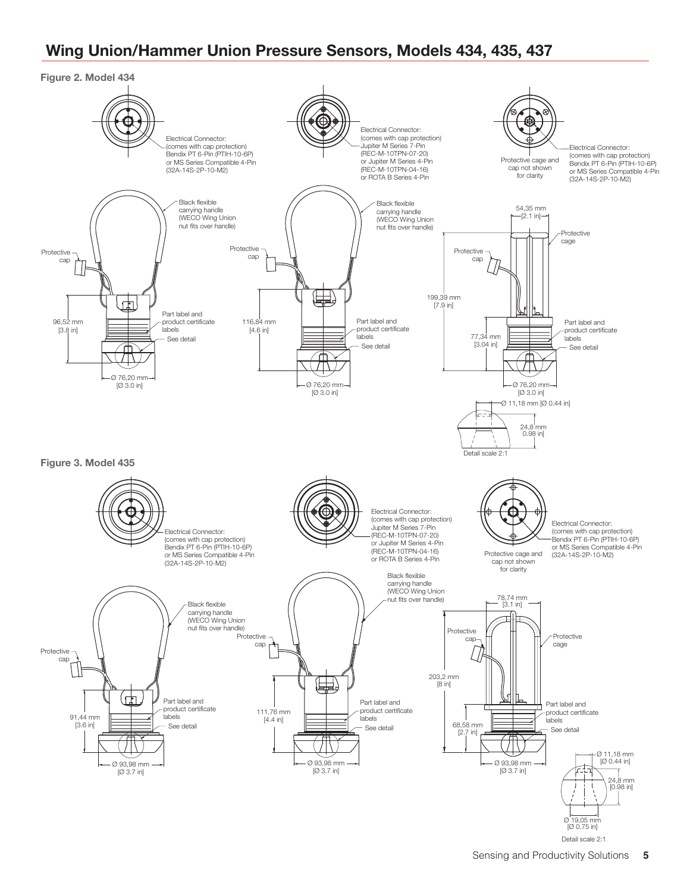## Wing Union/Hammer Union Pressure Sensors, Models 434, 435, 437

**Figure 2. Model 434**

Electrical Connector:
(comes with cap protection)
Bendix PT 6-Pin (PTIH-10-6P)
or MS Series Compatible 4-Pin
(32A-14S-2P-10-M2)

Electrical Connector:
(comes with cap protection)
Jupiter M Series 7-Pin
(REC-M-10TPN-07-20)
or Jupiter M Series 4-Pin
(REC-M-10TPN-04-16)
or ROTA B Series 4-Pin

Protective cage and cap not shown for clarity

Electrical Connector:
(comes with cap protection)
Bendix PT 6-Pin (PTIH-10-6P)
or MS Series Compatible 4-Pin
(32A-14S-2P-10-M2)

Black flexible carrying handle (WECO Wing Union nut fits over handle)

Black flexible carrying handle (WECO Wing Union nut fits over handle)

54,35 mm
[2.1 in]

Protective cage

Protective cap

Protective cap

Protective cap

199,39 mm
[7.9 in]

96,52 mm
[3.8 in]

Part label and product certificate labels

See detail

116,84 mm
[4.6 in]

Part label and product certificate labels

See detail

77,34 mm
[3.04 in]

Part label and product certificate labels

See detail

Ø 76,20 mm
[Ø 3.0 in]

Ø 76,20 mm
[Ø 3.0 in]

Ø 76,20 mm
[Ø 3.0 in]

Ø 11,18 mm [Ø 0.44 in]

24,8 mm
0.98 in]

Detail scale 2:1

**Figure 3. Model 435**

Electrical Connector:
(comes with cap protection)
Bendix PT 6-Pin (PTIH-10-6P)
or MS Series Compatible 4-Pin
(32A-14S-2P-10-M2)

Electrical Connector:
(comes with cap protection)
Jupiter M Series 7-Pin
(REC-M-10TPN-07-20)
or Jupiter M Series 4-Pin
(REC-M-10TPN-04-16)
or ROTA B Series 4-Pin

Protective cage and cap not shown for clarity

Electrical Connector:
(comes with cap protection)
Bendix PT 6-Pin (PTIH-10-6P)
or MS Series Compatible 4-Pin
(32A-14S-2P-10-M2)

Black flexible carrying handle (WECO Wing Union nut fits over handle)

Black flexible carrying handle (WECO Wing Union nut fits over handle)

78,74 mm
[3.1 in]

Protective cap

Protective cap

Protective cap

Protective cage

203,2 mm
[8 in]

91,44 mm
[3.6 in]

Part label and product certificate labels

See detail

111,76 mm
[4.4 in]

Part label and product certificate labels

See detail

68,58 mm
[2.7 in]

Part label and product certificate labels

See detail

Ø 93,98 mm
[Ø 3.7 in]

Ø 93,98 mm
[Ø 3.7 in]

Ø 93,98 mm
[Ø 3.7 in]

Ø 11,18 mm
[Ø 0.44 in]

24,8 mm
[0.98 in]

Ø 19,05 mm
[Ø 0.75 in]

Detail scale 2:1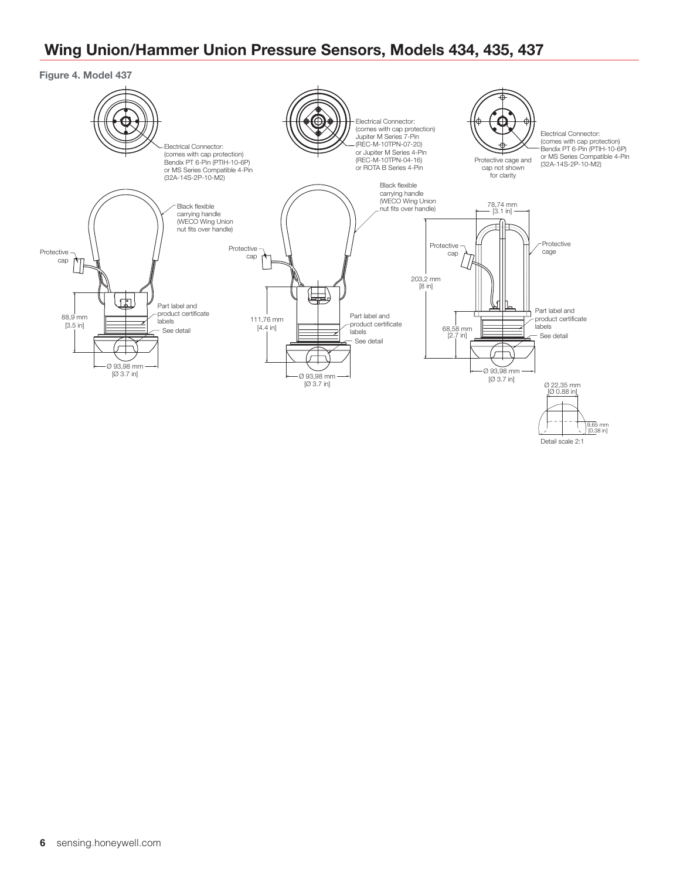## Wing Union/Hammer Union Pressure Sensors, Models 434, 435, 437

**Figure 4. Model 437**

Electrical Connector:
(comes with cap protection)
Bendix PT 6-Pin (PTIH-10-6P)
or MS Series Compatible 4-Pin
(32A-14S-2P-10-M2)

Black flexible
carrying handle
(WECO Wing Union
nut fits over handle)

Protective cap

88,9 mm
[3.5 in]

Part label and
product certificate
labels

See detail

Ø 93,98 mm
[Ø 3.7 in]

Electrical Connector:
(comes with cap protection)
Jupiter M Series 7-Pin
(REC-M-10TPN-07-20)
or Jupiter M Series 4-Pin
(REC-M-10TPN-04-16)
or ROTA B Series 4-Pin

Black flexible
carrying handle
(WECO Wing Union
nut fits over handle)

Protective cap

111,76 mm
[4.4 in]

Part label and
product certificate
labels

See detail

Ø 93,98 mm
[Ø 3.7 in]

Protective cage and
cap not shown
for clarity

Electrical Connector:
(comes with cap protection)
Bendix PT 6-Pin (PTIH-10-6P)
or MS Series Compatible 4-Pin
(32A-14S-2P-10-M2)

78,74 mm
[3.1 in]

Protective cap

Protective cage

203,2 mm
[8 in]

68,58 mm
[2.7 in]

Part label and
product certificate
labels

See detail

Ø 93,98 mm
[Ø 3.7 in]

Ø 22,35 mm
[Ø 0.88 in]

9,65 mm
[0.38 in]

Detail scale 2:1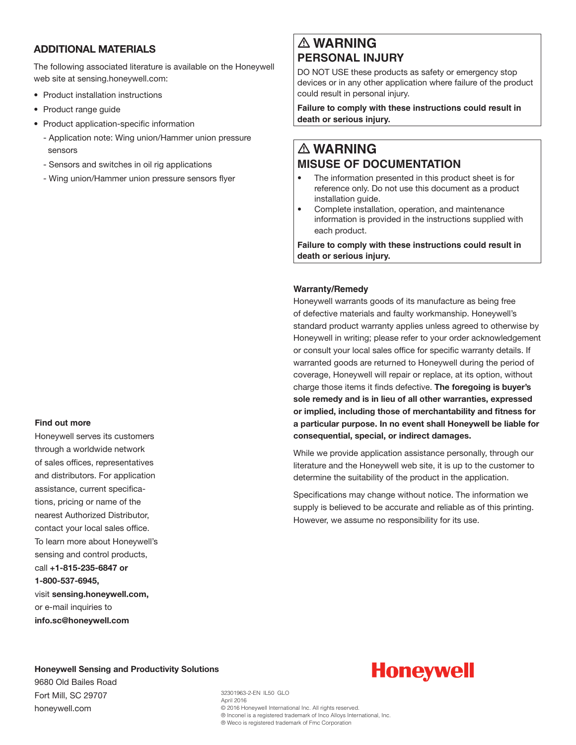## ADDITIONAL MATERIALS

The following associated literature is available on the Honeywell web site at sensing.honeywell.com:

- Product installation instructions
- Product range guide
- Product application-specific information
  - Application note: Wing union/Hammer union pressure sensors
  - Sensors and switches in oil rig applications
  - Wing union/Hammer union pressure sensors flyer

## ⚠ WARNING
### PERSONAL INJURY

DO NOT USE these products as safety or emergency stop devices or in any other application where failure of the product could result in personal injury.

**Failure to comply with these instructions could result in death or serious injury.**

## ⚠ WARNING
### MISUSE OF DOCUMENTATION

- The information presented in this product sheet is for reference only. Do not use this document as a product installation guide.
- Complete installation, operation, and maintenance information is provided in the instructions supplied with each product.

**Failure to comply with these instructions could result in death or serious injury.**

**Warranty/Remedy**

Honeywell warrants goods of its manufacture as being free of defective materials and faulty workmanship. Honeywell's standard product warranty applies unless agreed to otherwise by Honeywell in writing; please refer to your order acknowledgement or consult your local sales office for specific warranty details. If warranted goods are returned to Honeywell during the period of coverage, Honeywell will repair or replace, at its option, without charge those items it finds defective. **The foregoing is buyer's sole remedy and is in lieu of all other warranties, expressed or implied, including those of merchantability and fitness for a particular purpose. In no event shall Honeywell be liable for consequential, special, or indirect damages.**

While we provide application assistance personally, through our literature and the Honeywell web site, it is up to the customer to determine the suitability of the product in the application.

Specifications may change without notice. The information we supply is believed to be accurate and reliable as of this printing. However, we assume no responsibility for its use.

**Find out more**

Honeywell serves its customers through a worldwide network of sales offices, representatives and distributors. For application assistance, current specifications, pricing or name of the nearest Authorized Distributor, contact your local sales office. To learn more about Honeywell's sensing and control products, call **+1-815-235-6847 or 1-800-537-6945,** visit **sensing.honeywell.com,** or e-mail inquiries to **info.sc@honeywell.com**

**Honeywell Sensing and Productivity Solutions**
9680 Old Bailes Road
Fort Mill, SC 29707
honeywell.com

**Honeywell**

32301963-2-EN IL50 GLO
April 2016
© 2016 Honeywell International Inc. All rights reserved.
® Inconel is a registered trademark of Inco Alloys International, Inc.
® Weco is registered trademark of Fmc Corporation